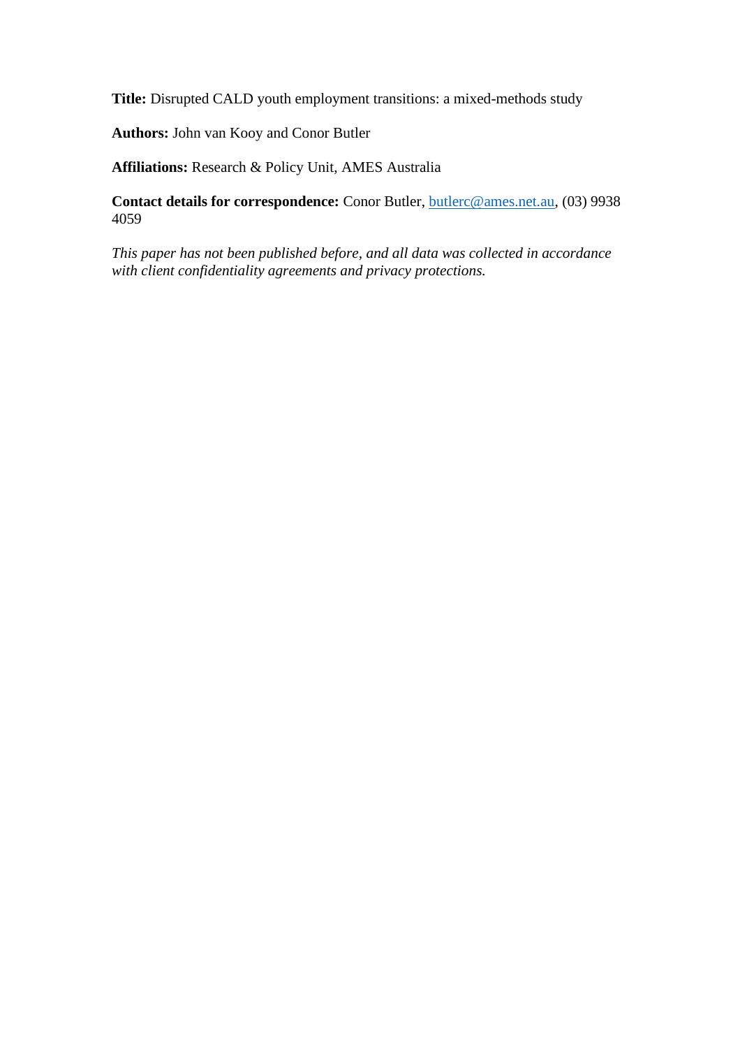**Title:** Disrupted CALD youth employment transitions: a mixed-methods study

**Authors:** John van Kooy and Conor Butler

**Affiliations:** Research & Policy Unit, AMES Australia

**Contact details for correspondence:** Conor Butler, butlerc@ames.net.au, (03) 9938 4059

*This paper has not been published before, and all data was collected in accordance with client confidentiality agreements and privacy protections.*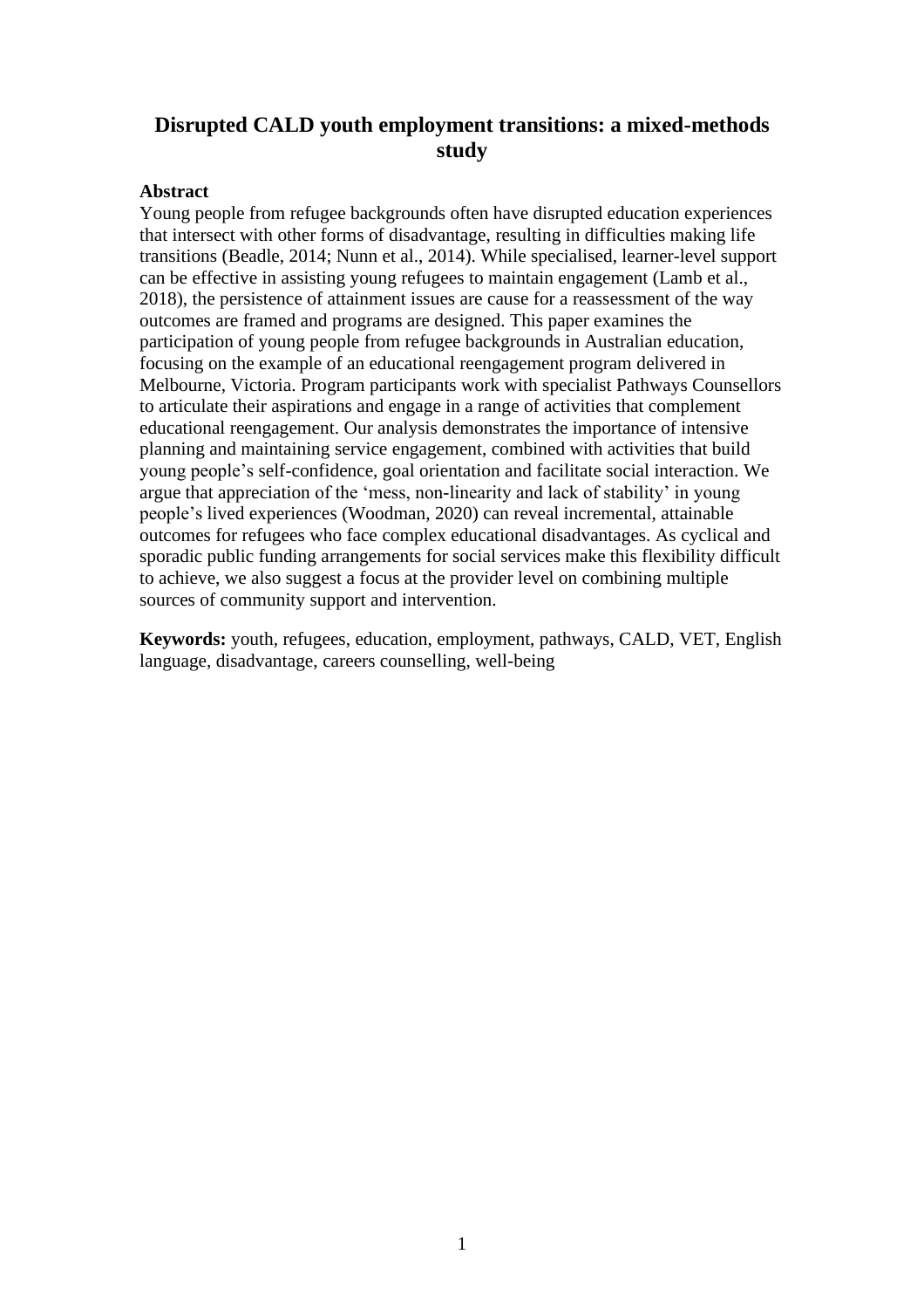# Disrupted CALD youth employment transitions: a mixed-methods study

**Abstract**

Young people from refugee backgrounds often have disrupted education experiences that intersect with other forms of disadvantage, resulting in difficulties making life transitions (Beadle, 2014; Nunn et al., 2014). While specialised, learner-level support can be effective in assisting young refugees to maintain engagement (Lamb et al., 2018), the persistence of attainment issues are cause for a reassessment of the way outcomes are framed and programs are designed. This paper examines the participation of young people from refugee backgrounds in Australian education, focusing on the example of an educational reengagement program delivered in Melbourne, Victoria. Program participants work with specialist Pathways Counsellors to articulate their aspirations and engage in a range of activities that complement educational reengagement. Our analysis demonstrates the importance of intensive planning and maintaining service engagement, combined with activities that build young people's self-confidence, goal orientation and facilitate social interaction. We argue that appreciation of the 'mess, non-linearity and lack of stability' in young people's lived experiences (Woodman, 2020) can reveal incremental, attainable outcomes for refugees who face complex educational disadvantages. As cyclical and sporadic public funding arrangements for social services make this flexibility difficult to achieve, we also suggest a focus at the provider level on combining multiple sources of community support and intervention.

**Keywords:** youth, refugees, education, employment, pathways, CALD, VET, English language, disadvantage, careers counselling, well-being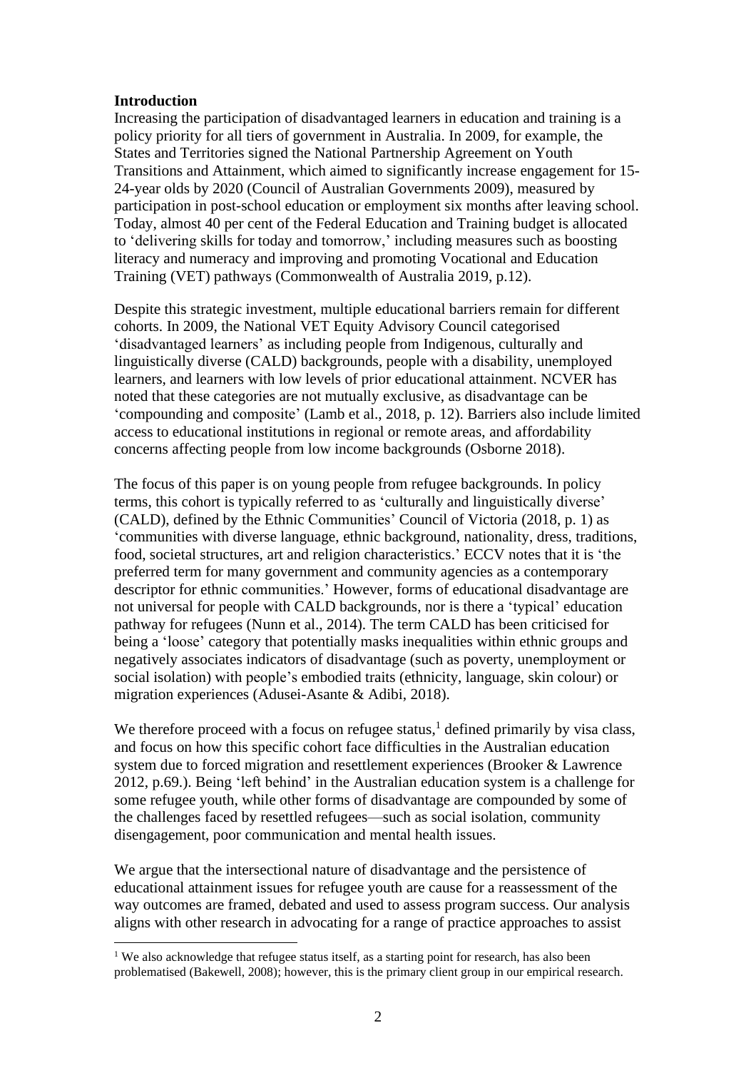**Introduction**

Increasing the participation of disadvantaged learners in education and training is a policy priority for all tiers of government in Australia. In 2009, for example, the States and Territories signed the National Partnership Agreement on Youth Transitions and Attainment, which aimed to significantly increase engagement for 15-24-year olds by 2020 (Council of Australian Governments 2009), measured by participation in post-school education or employment six months after leaving school. Today, almost 40 per cent of the Federal Education and Training budget is allocated to 'delivering skills for today and tomorrow,' including measures such as boosting literacy and numeracy and improving and promoting Vocational and Education Training (VET) pathways (Commonwealth of Australia 2019, p.12).

Despite this strategic investment, multiple educational barriers remain for different cohorts. In 2009, the National VET Equity Advisory Council categorised 'disadvantaged learners' as including people from Indigenous, culturally and linguistically diverse (CALD) backgrounds, people with a disability, unemployed learners, and learners with low levels of prior educational attainment. NCVER has noted that these categories are not mutually exclusive, as disadvantage can be 'compounding and composite' (Lamb et al., 2018, p. 12). Barriers also include limited access to educational institutions in regional or remote areas, and affordability concerns affecting people from low income backgrounds (Osborne 2018).

The focus of this paper is on young people from refugee backgrounds. In policy terms, this cohort is typically referred to as 'culturally and linguistically diverse' (CALD), defined by the Ethnic Communities' Council of Victoria (2018, p. 1) as 'communities with diverse language, ethnic background, nationality, dress, traditions, food, societal structures, art and religion characteristics.' ECCV notes that it is 'the preferred term for many government and community agencies as a contemporary descriptor for ethnic communities.' However, forms of educational disadvantage are not universal for people with CALD backgrounds, nor is there a 'typical' education pathway for refugees (Nunn et al., 2014). The term CALD has been criticised for being a 'loose' category that potentially masks inequalities within ethnic groups and negatively associates indicators of disadvantage (such as poverty, unemployment or social isolation) with people's embodied traits (ethnicity, language, skin colour) or migration experiences (Adusei-Asante & Adibi, 2018).

We therefore proceed with a focus on refugee status,[1] defined primarily by visa class, and focus on how this specific cohort face difficulties in the Australian education system due to forced migration and resettlement experiences (Brooker & Lawrence 2012, p.69.). Being 'left behind' in the Australian education system is a challenge for some refugee youth, while other forms of disadvantage are compounded by some of the challenges faced by resettled refugees—such as social isolation, community disengagement, poor communication and mental health issues.

We argue that the intersectional nature of disadvantage and the persistence of educational attainment issues for refugee youth are cause for a reassessment of the way outcomes are framed, debated and used to assess program success. Our analysis aligns with other research in advocating for a range of practice approaches to assist

[1] We also acknowledge that refugee status itself, as a starting point for research, has also been problematised (Bakewell, 2008); however, this is the primary client group in our empirical research.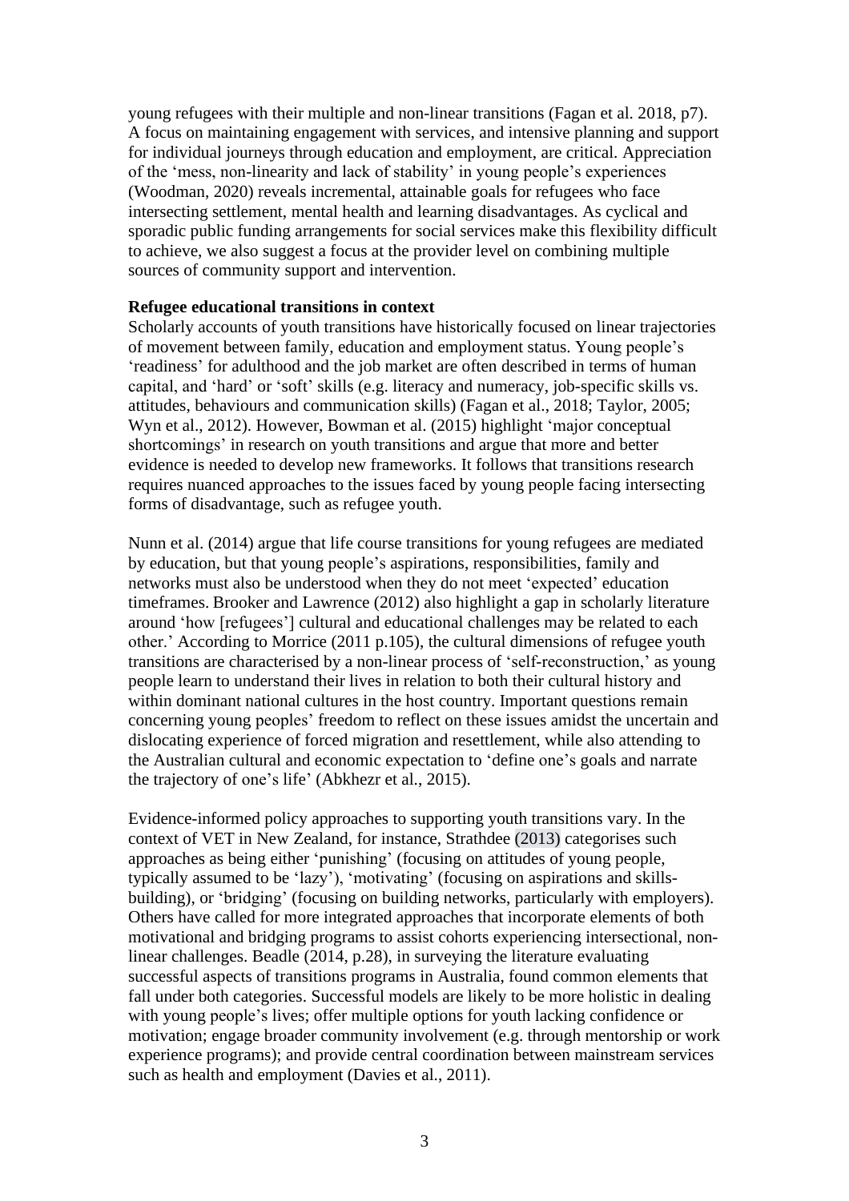young refugees with their multiple and non-linear transitions (Fagan et al. 2018, p7). A focus on maintaining engagement with services, and intensive planning and support for individual journeys through education and employment, are critical. Appreciation of the 'mess, non-linearity and lack of stability' in young people's experiences (Woodman, 2020) reveals incremental, attainable goals for refugees who face intersecting settlement, mental health and learning disadvantages. As cyclical and sporadic public funding arrangements for social services make this flexibility difficult to achieve, we also suggest a focus at the provider level on combining multiple sources of community support and intervention.

**Refugee educational transitions in context**

Scholarly accounts of youth transitions have historically focused on linear trajectories of movement between family, education and employment status. Young people's 'readiness' for adulthood and the job market are often described in terms of human capital, and 'hard' or 'soft' skills (e.g. literacy and numeracy, job-specific skills vs. attitudes, behaviours and communication skills) (Fagan et al., 2018; Taylor, 2005; Wyn et al., 2012). However, Bowman et al. (2015) highlight 'major conceptual shortcomings' in research on youth transitions and argue that more and better evidence is needed to develop new frameworks. It follows that transitions research requires nuanced approaches to the issues faced by young people facing intersecting forms of disadvantage, such as refugee youth.

Nunn et al. (2014) argue that life course transitions for young refugees are mediated by education, but that young people's aspirations, responsibilities, family and networks must also be understood when they do not meet 'expected' education timeframes. Brooker and Lawrence (2012) also highlight a gap in scholarly literature around 'how [refugees'] cultural and educational challenges may be related to each other.' According to Morrice (2011 p.105), the cultural dimensions of refugee youth transitions are characterised by a non-linear process of 'self-reconstruction,' as young people learn to understand their lives in relation to both their cultural history and within dominant national cultures in the host country. Important questions remain concerning young peoples' freedom to reflect on these issues amidst the uncertain and dislocating experience of forced migration and resettlement, while also attending to the Australian cultural and economic expectation to 'define one's goals and narrate the trajectory of one's life' (Abkhezr et al., 2015).

Evidence-informed policy approaches to supporting youth transitions vary. In the context of VET in New Zealand, for instance, Strathdee (2013) categorises such approaches as being either 'punishing' (focusing on attitudes of young people, typically assumed to be 'lazy'), 'motivating' (focusing on aspirations and skills-building), or 'bridging' (focusing on building networks, particularly with employers). Others have called for more integrated approaches that incorporate elements of both motivational and bridging programs to assist cohorts experiencing intersectional, non-linear challenges. Beadle (2014, p.28), in surveying the literature evaluating successful aspects of transitions programs in Australia, found common elements that fall under both categories. Successful models are likely to be more holistic in dealing with young people's lives; offer multiple options for youth lacking confidence or motivation; engage broader community involvement (e.g. through mentorship or work experience programs); and provide central coordination between mainstream services such as health and employment (Davies et al., 2011).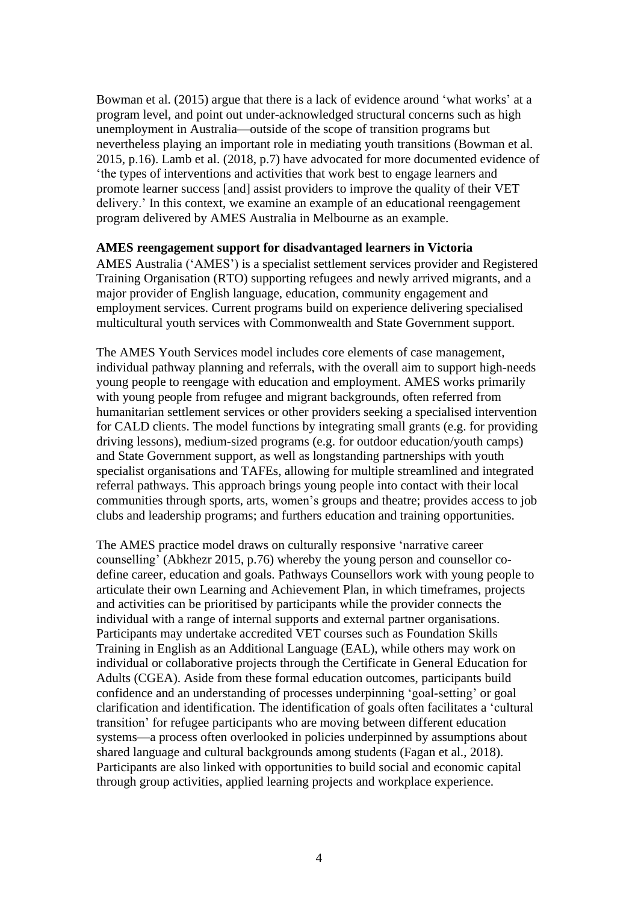Bowman et al. (2015) argue that there is a lack of evidence around 'what works' at a program level, and point out under-acknowledged structural concerns such as high unemployment in Australia—outside of the scope of transition programs but nevertheless playing an important role in mediating youth transitions (Bowman et al. 2015, p.16). Lamb et al. (2018, p.7) have advocated for more documented evidence of 'the types of interventions and activities that work best to engage learners and promote learner success [and] assist providers to improve the quality of their VET delivery.' In this context, we examine an example of an educational reengagement program delivered by AMES Australia in Melbourne as an example.

**AMES reengagement support for disadvantaged learners in Victoria**

AMES Australia ('AMES') is a specialist settlement services provider and Registered Training Organisation (RTO) supporting refugees and newly arrived migrants, and a major provider of English language, education, community engagement and employment services. Current programs build on experience delivering specialised multicultural youth services with Commonwealth and State Government support.

The AMES Youth Services model includes core elements of case management, individual pathway planning and referrals, with the overall aim to support high-needs young people to reengage with education and employment. AMES works primarily with young people from refugee and migrant backgrounds, often referred from humanitarian settlement services or other providers seeking a specialised intervention for CALD clients. The model functions by integrating small grants (e.g. for providing driving lessons), medium-sized programs (e.g. for outdoor education/youth camps) and State Government support, as well as longstanding partnerships with youth specialist organisations and TAFEs, allowing for multiple streamlined and integrated referral pathways. This approach brings young people into contact with their local communities through sports, arts, women's groups and theatre; provides access to job clubs and leadership programs; and furthers education and training opportunities.

The AMES practice model draws on culturally responsive 'narrative career counselling' (Abkhezr 2015, p.76) whereby the young person and counsellor co-define career, education and goals. Pathways Counsellors work with young people to articulate their own Learning and Achievement Plan, in which timeframes, projects and activities can be prioritised by participants while the provider connects the individual with a range of internal supports and external partner organisations. Participants may undertake accredited VET courses such as Foundation Skills Training in English as an Additional Language (EAL), while others may work on individual or collaborative projects through the Certificate in General Education for Adults (CGEA). Aside from these formal education outcomes, participants build confidence and an understanding of processes underpinning 'goal-setting' or goal clarification and identification. The identification of goals often facilitates a 'cultural transition' for refugee participants who are moving between different education systems—a process often overlooked in policies underpinned by assumptions about shared language and cultural backgrounds among students (Fagan et al., 2018). Participants are also linked with opportunities to build social and economic capital through group activities, applied learning projects and workplace experience.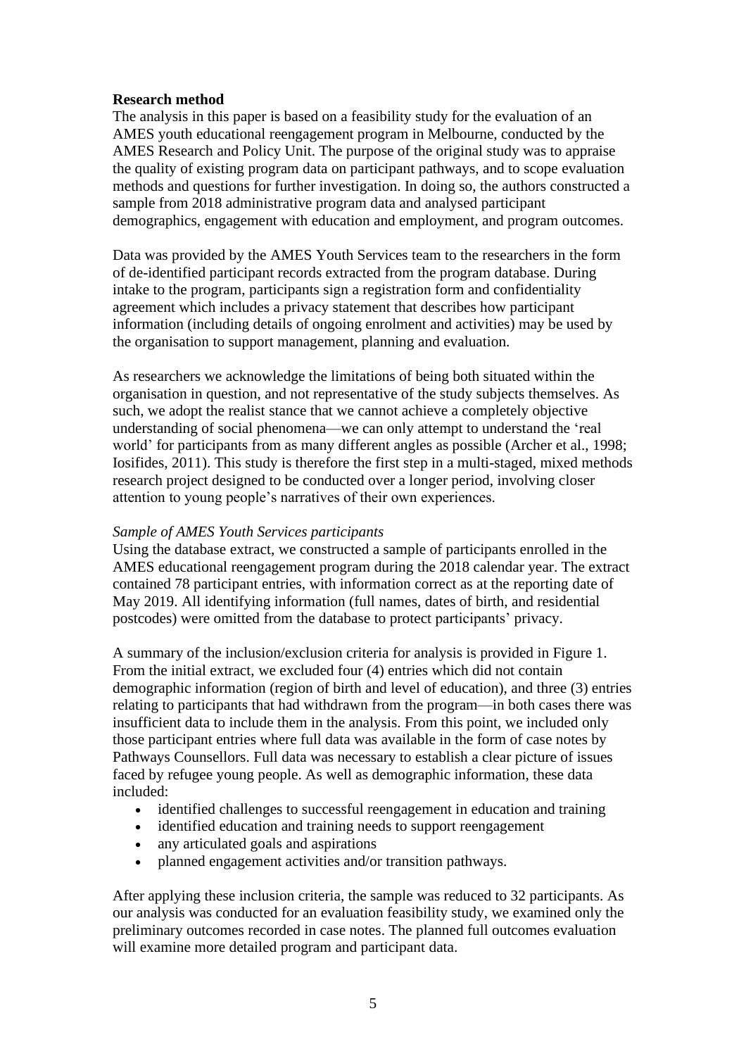**Research method**

The analysis in this paper is based on a feasibility study for the evaluation of an AMES youth educational reengagement program in Melbourne, conducted by the AMES Research and Policy Unit. The purpose of the original study was to appraise the quality of existing program data on participant pathways, and to scope evaluation methods and questions for further investigation. In doing so, the authors constructed a sample from 2018 administrative program data and analysed participant demographics, engagement with education and employment, and program outcomes.

Data was provided by the AMES Youth Services team to the researchers in the form of de-identified participant records extracted from the program database. During intake to the program, participants sign a registration form and confidentiality agreement which includes a privacy statement that describes how participant information (including details of ongoing enrolment and activities) may be used by the organisation to support management, planning and evaluation.

As researchers we acknowledge the limitations of being both situated within the organisation in question, and not representative of the study subjects themselves. As such, we adopt the realist stance that we cannot achieve a completely objective understanding of social phenomena—we can only attempt to understand the 'real world' for participants from as many different angles as possible (Archer et al., 1998; Iosifides, 2011). This study is therefore the first step in a multi-staged, mixed methods research project designed to be conducted over a longer period, involving closer attention to young people's narratives of their own experiences.

*Sample of AMES Youth Services participants*

Using the database extract, we constructed a sample of participants enrolled in the AMES educational reengagement program during the 2018 calendar year. The extract contained 78 participant entries, with information correct as at the reporting date of May 2019. All identifying information (full names, dates of birth, and residential postcodes) were omitted from the database to protect participants' privacy.

A summary of the inclusion/exclusion criteria for analysis is provided in Figure 1. From the initial extract, we excluded four (4) entries which did not contain demographic information (region of birth and level of education), and three (3) entries relating to participants that had withdrawn from the program—in both cases there was insufficient data to include them in the analysis. From this point, we included only those participant entries where full data was available in the form of case notes by Pathways Counsellors. Full data was necessary to establish a clear picture of issues faced by refugee young people. As well as demographic information, these data included:

- identified challenges to successful reengagement in education and training
- identified education and training needs to support reengagement
- any articulated goals and aspirations
- planned engagement activities and/or transition pathways.

After applying these inclusion criteria, the sample was reduced to 32 participants. As our analysis was conducted for an evaluation feasibility study, we examined only the preliminary outcomes recorded in case notes. The planned full outcomes evaluation will examine more detailed program and participant data.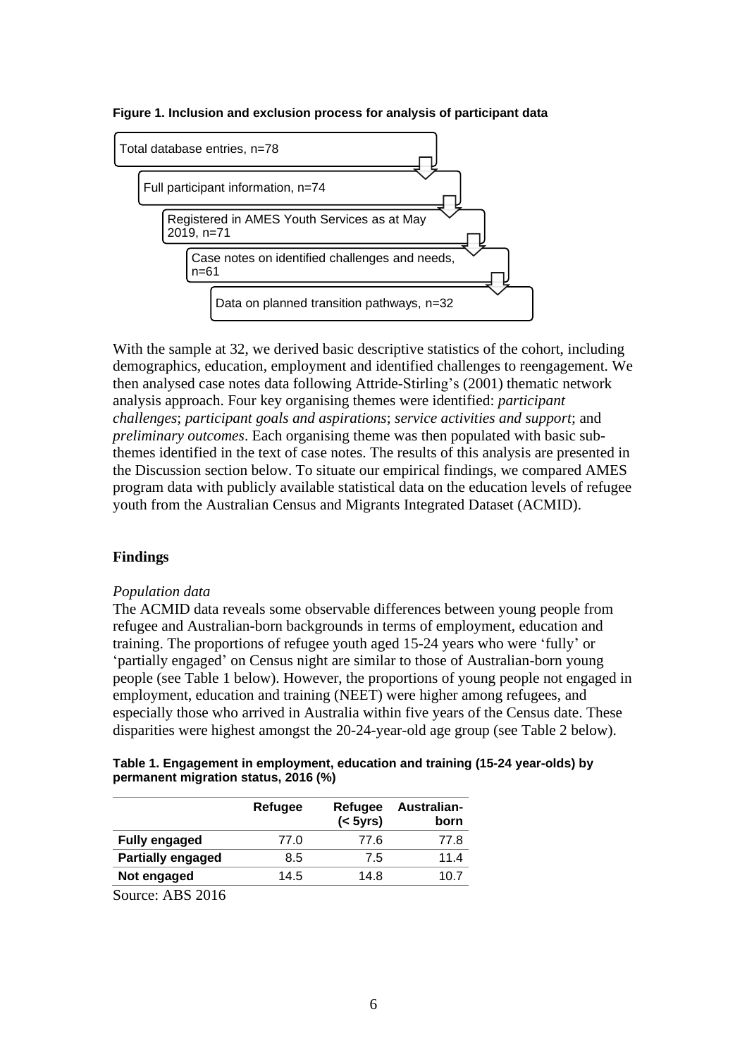**Figure 1. Inclusion and exclusion process for analysis of participant data**

Total database entries, n=78

Full participant information, n=74

Registered in AMES Youth Services as at May 2019, n=71

Case notes on identified challenges and needs, n=61

Data on planned transition pathways, n=32

With the sample at 32, we derived basic descriptive statistics of the cohort, including demographics, education, employment and identified challenges to reengagement. We then analysed case notes data following Attride-Stirling's (2001) thematic network analysis approach. Four key organising themes were identified: *participant challenges*; *participant goals and aspirations*; *service activities and support*; and *preliminary outcomes*. Each organising theme was then populated with basic sub-themes identified in the text of case notes. The results of this analysis are presented in the Discussion section below. To situate our empirical findings, we compared AMES program data with publicly available statistical data on the education levels of refugee youth from the Australian Census and Migrants Integrated Dataset (ACMID).

## Findings

*Population data*

The ACMID data reveals some observable differences between young people from refugee and Australian-born backgrounds in terms of employment, education and training. The proportions of refugee youth aged 15-24 years who were 'fully' or 'partially engaged' on Census night are similar to those of Australian-born young people (see Table 1 below). However, the proportions of young people not engaged in employment, education and training (NEET) were higher among refugees, and especially those who arrived in Australia within five years of the Census date. These disparities were highest amongst the 20-24-year-old age group (see Table 2 below).

**Table 1. Engagement in employment, education and training (15-24 year-olds) by permanent migration status, 2016 (%)**

| | Refugee | Refugee (< 5yrs) | Australian-born |
|---|---|---|---|
| **Fully engaged** | 77.0 | 77.6 | 77.8 |
| **Partially engaged** | 8.5 | 7.5 | 11.4 |
| **Not engaged** | 14.5 | 14.8 | 10.7 |

Source: ABS 2016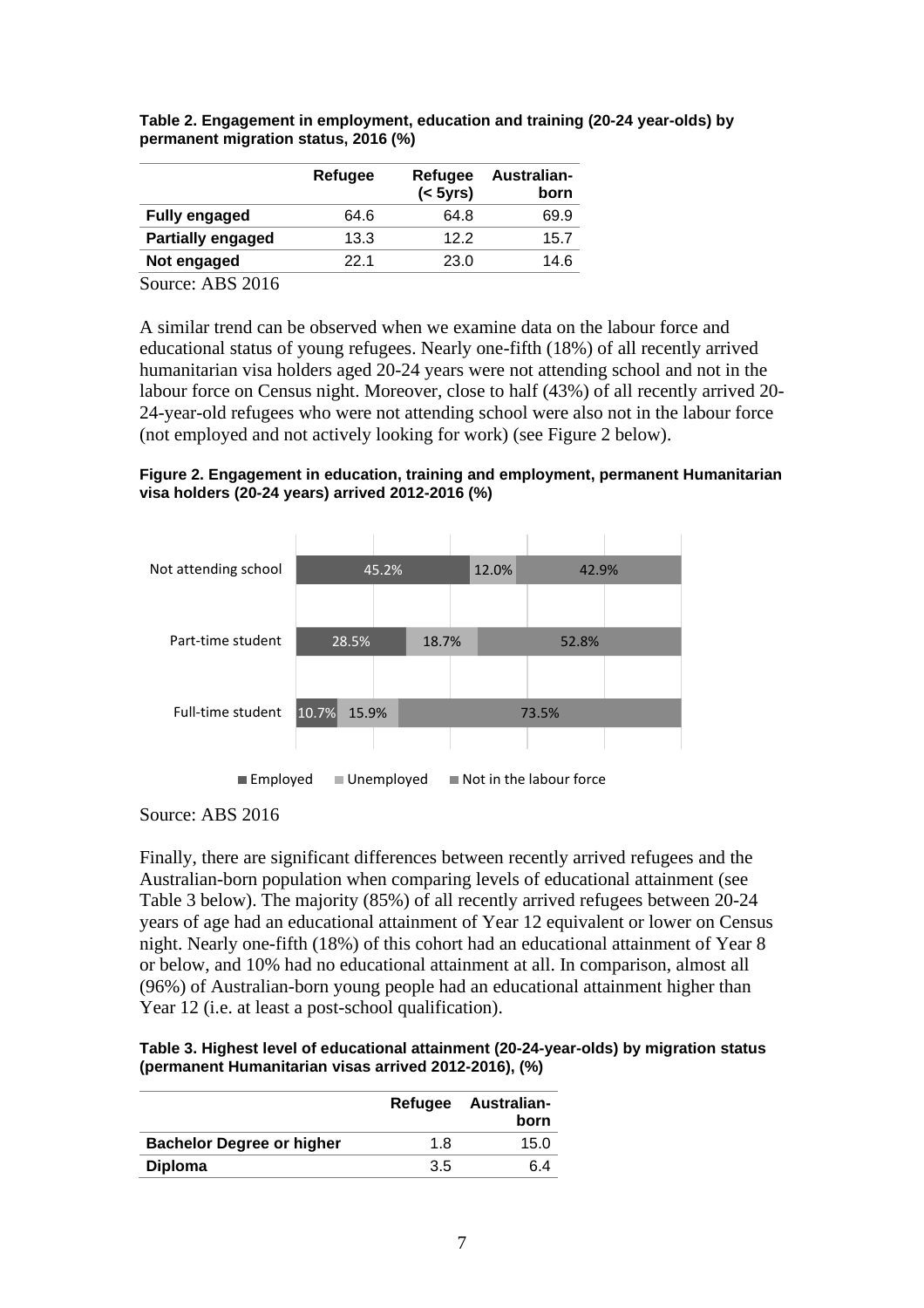**Table 2. Engagement in employment, education and training (20-24 year-olds) by permanent migration status, 2016 (%)**

| | Refugee | Refugee (< 5yrs) | Australian-born |
|---|---|---|---|
| **Fully engaged** | 64.6 | 64.8 | 69.9 |
| **Partially engaged** | 13.3 | 12.2 | 15.7 |
| **Not engaged** | 22.1 | 23.0 | 14.6 |

Source: ABS 2016

A similar trend can be observed when we examine data on the labour force and educational status of young refugees. Nearly one-fifth (18%) of all recently arrived humanitarian visa holders aged 20-24 years were not attending school and not in the labour force on Census night. Moreover, close to half (43%) of all recently arrived 20-24-year-old refugees who were not attending school were also not in the labour force (not employed and not actively looking for work) (see Figure 2 below).

**Figure 2. Engagement in education, training and employment, permanent Humanitarian visa holders (20-24 years) arrived 2012-2016 (%)**

| | Employed | Unemployed | Not in the labour force |
|---|---|---|---|
| Not attending school | 45.2% | 12.0% | 42.9% |
| Part-time student | 28.5% | 18.7% | 52.8% |
| Full-time student | 10.7% | 15.9% | 73.5% |

Source: ABS 2016

Finally, there are significant differences between recently arrived refugees and the Australian-born population when comparing levels of educational attainment (see Table 3 below). The majority (85%) of all recently arrived refugees between 20-24 years of age had an educational attainment of Year 12 equivalent or lower on Census night. Nearly one-fifth (18%) of this cohort had an educational attainment of Year 8 or below, and 10% had no educational attainment at all. In comparison, almost all (96%) of Australian-born young people had an educational attainment higher than Year 12 (i.e. at least a post-school qualification).

**Table 3. Highest level of educational attainment (20-24-year-olds) by migration status (permanent Humanitarian visas arrived 2012-2016), (%)**

| | Refugee | Australian-born |
|---|---|---|
| **Bachelor Degree or higher** | 1.8 | 15.0 |
| **Diploma** | 3.5 | 6.4 |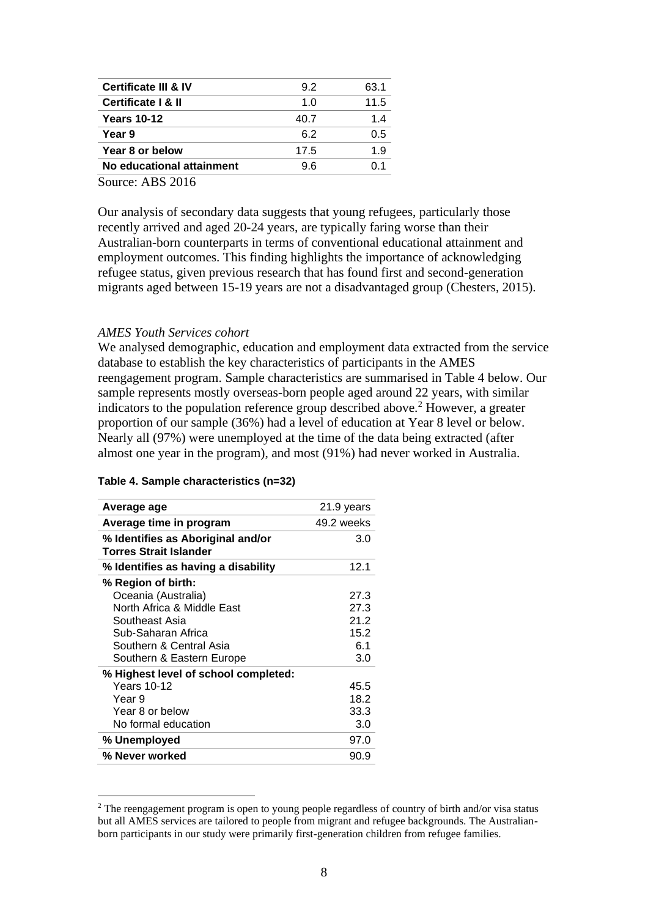| | | |
|---|---|---|
| **Certificate III & IV** | 9.2 | 63.1 |
| **Certificate I & II** | 1.0 | 11.5 |
| **Years 10-12** | 40.7 | 1.4 |
| **Year 9** | 6.2 | 0.5 |
| **Year 8 or below** | 17.5 | 1.9 |
| **No educational attainment** | 9.6 | 0.1 |

Source: ABS 2016

Our analysis of secondary data suggests that young refugees, particularly those recently arrived and aged 20-24 years, are typically faring worse than their Australian-born counterparts in terms of conventional educational attainment and employment outcomes. This finding highlights the importance of acknowledging refugee status, given previous research that has found first and second-generation migrants aged between 15-19 years are not a disadvantaged group (Chesters, 2015).

*AMES Youth Services cohort*

We analysed demographic, education and employment data extracted from the service database to establish the key characteristics of participants in the AMES reengagement program. Sample characteristics are summarised in Table 4 below. Our sample represents mostly overseas-born people aged around 22 years, with similar indicators to the population reference group described above.[2] However, a greater proportion of our sample (36%) had a level of education at Year 8 level or below. Nearly all (97%) were unemployed at the time of the data being extracted (after almost one year in the program), and most (91%) had never worked in Australia.

**Table 4. Sample characteristics (n=32)**

| | |
|---|---|
| **Average age** | 21.9 years |
| **Average time in program** | 49.2 weeks |
| **% Identifies as Aboriginal and/or Torres Strait Islander** | 3.0 |
| **% Identifies as having a disability** | 12.1 |
| **% Region of birth:** | |
| Oceania (Australia) | 27.3 |
| North Africa & Middle East | 27.3 |
| Southeast Asia | 21.2 |
| Sub-Saharan Africa | 15.2 |
| Southern & Central Asia | 6.1 |
| Southern & Eastern Europe | 3.0 |
| **% Highest level of school completed:** | |
| Years 10-12 | 45.5 |
| Year 9 | 18.2 |
| Year 8 or below | 33.3 |
| No formal education | 3.0 |
| **% Unemployed** | 97.0 |
| **% Never worked** | 90.9 |

[2] The reengagement program is open to young people regardless of country of birth and/or visa status but all AMES services are tailored to people from migrant and refugee backgrounds. The Australian-born participants in our study were primarily first-generation children from refugee families.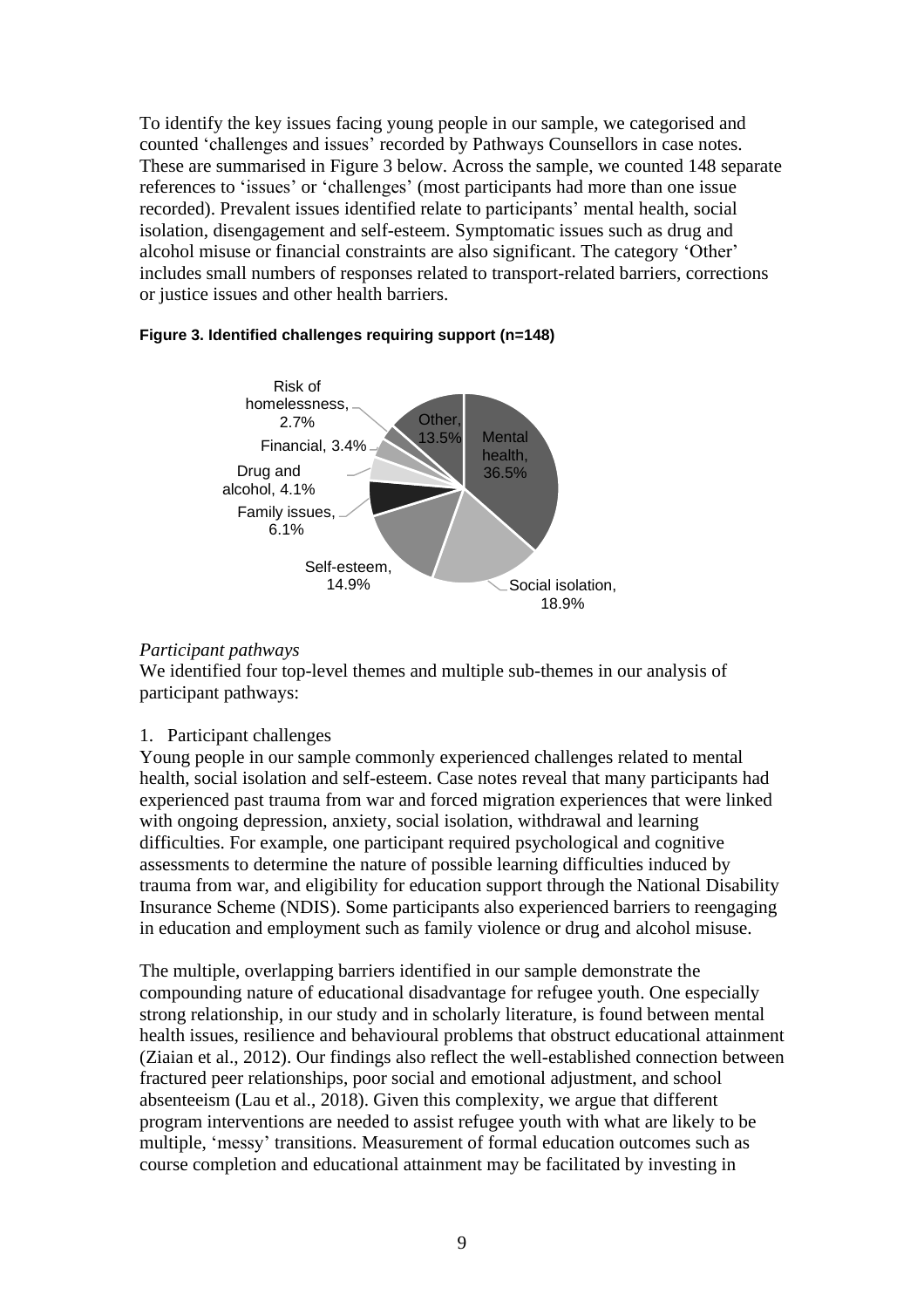To identify the key issues facing young people in our sample, we categorised and counted 'challenges and issues' recorded by Pathways Counsellors in case notes. These are summarised in Figure 3 below. Across the sample, we counted 148 separate references to 'issues' or 'challenges' (most participants had more than one issue recorded). Prevalent issues identified relate to participants' mental health, social isolation, disengagement and self-esteem. Symptomatic issues such as drug and alcohol misuse or financial constraints are also significant. The category 'Other' includes small numbers of responses related to transport-related barriers, corrections or justice issues and other health barriers.

**Figure 3. Identified challenges requiring support (n=148)**

| Challenge | Percentage |
|---|---|
| Mental health | 36.5% |
| Social isolation | 18.9% |
| Self-esteem | 14.9% |
| Family issues | 6.1% |
| Drug and alcohol | 4.1% |
| Financial | 3.4% |
| Risk of homelessness | 2.7% |
| Other | 13.5% |

*Participant pathways*

We identified four top-level themes and multiple sub-themes in our analysis of participant pathways:

1. Participant challenges

Young people in our sample commonly experienced challenges related to mental health, social isolation and self-esteem. Case notes reveal that many participants had experienced past trauma from war and forced migration experiences that were linked with ongoing depression, anxiety, social isolation, withdrawal and learning difficulties. For example, one participant required psychological and cognitive assessments to determine the nature of possible learning difficulties induced by trauma from war, and eligibility for education support through the National Disability Insurance Scheme (NDIS). Some participants also experienced barriers to reengaging in education and employment such as family violence or drug and alcohol misuse.

The multiple, overlapping barriers identified in our sample demonstrate the compounding nature of educational disadvantage for refugee youth. One especially strong relationship, in our study and in scholarly literature, is found between mental health issues, resilience and behavioural problems that obstruct educational attainment (Ziaian et al., 2012). Our findings also reflect the well-established connection between fractured peer relationships, poor social and emotional adjustment, and school absenteeism (Lau et al., 2018). Given this complexity, we argue that different program interventions are needed to assist refugee youth with what are likely to be multiple, 'messy' transitions. Measurement of formal education outcomes such as course completion and educational attainment may be facilitated by investing in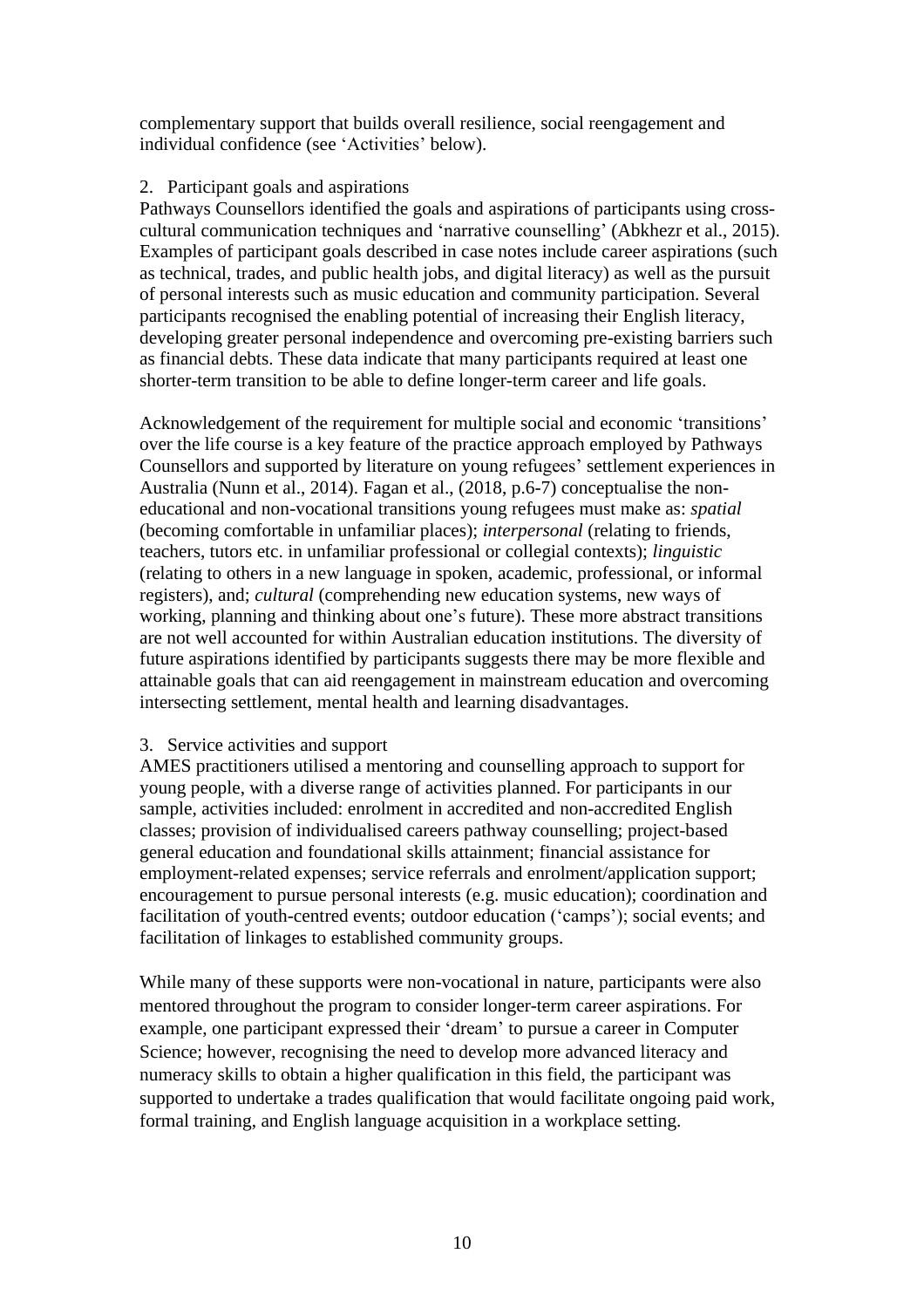complementary support that builds overall resilience, social reengagement and individual confidence (see 'Activities' below).

2. Participant goals and aspirations

Pathways Counsellors identified the goals and aspirations of participants using cross-cultural communication techniques and 'narrative counselling' (Abkhezr et al., 2015). Examples of participant goals described in case notes include career aspirations (such as technical, trades, and public health jobs, and digital literacy) as well as the pursuit of personal interests such as music education and community participation. Several participants recognised the enabling potential of increasing their English literacy, developing greater personal independence and overcoming pre-existing barriers such as financial debts. These data indicate that many participants required at least one shorter-term transition to be able to define longer-term career and life goals.

Acknowledgement of the requirement for multiple social and economic 'transitions' over the life course is a key feature of the practice approach employed by Pathways Counsellors and supported by literature on young refugees' settlement experiences in Australia (Nunn et al., 2014). Fagan et al., (2018, p.6-7) conceptualise the non-educational and non-vocational transitions young refugees must make as: *spatial* (becoming comfortable in unfamiliar places); *interpersonal* (relating to friends, teachers, tutors etc. in unfamiliar professional or collegial contexts); *linguistic* (relating to others in a new language in spoken, academic, professional, or informal registers), and; *cultural* (comprehending new education systems, new ways of working, planning and thinking about one's future). These more abstract transitions are not well accounted for within Australian education institutions. The diversity of future aspirations identified by participants suggests there may be more flexible and attainable goals that can aid reengagement in mainstream education and overcoming intersecting settlement, mental health and learning disadvantages.

3. Service activities and support

AMES practitioners utilised a mentoring and counselling approach to support for young people, with a diverse range of activities planned. For participants in our sample, activities included: enrolment in accredited and non-accredited English classes; provision of individualised careers pathway counselling; project-based general education and foundational skills attainment; financial assistance for employment-related expenses; service referrals and enrolment/application support; encouragement to pursue personal interests (e.g. music education); coordination and facilitation of youth-centred events; outdoor education ('camps'); social events; and facilitation of linkages to established community groups.

While many of these supports were non-vocational in nature, participants were also mentored throughout the program to consider longer-term career aspirations. For example, one participant expressed their 'dream' to pursue a career in Computer Science; however, recognising the need to develop more advanced literacy and numeracy skills to obtain a higher qualification in this field, the participant was supported to undertake a trades qualification that would facilitate ongoing paid work, formal training, and English language acquisition in a workplace setting.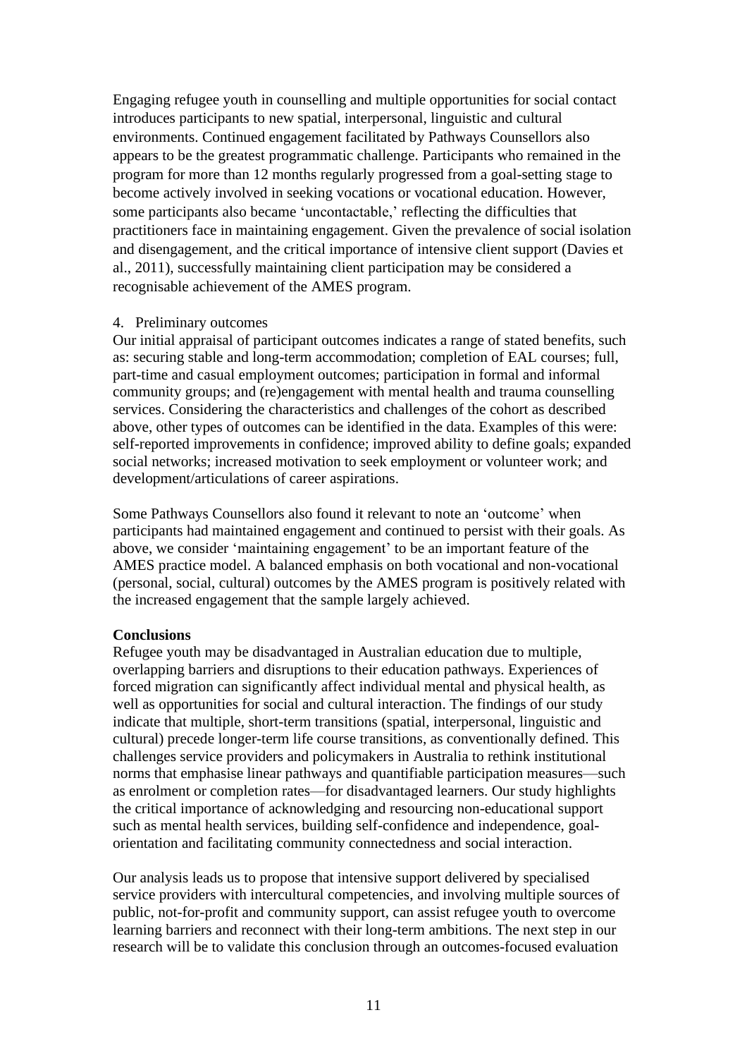Engaging refugee youth in counselling and multiple opportunities for social contact introduces participants to new spatial, interpersonal, linguistic and cultural environments. Continued engagement facilitated by Pathways Counsellors also appears to be the greatest programmatic challenge. Participants who remained in the program for more than 12 months regularly progressed from a goal-setting stage to become actively involved in seeking vocations or vocational education. However, some participants also became 'uncontactable,' reflecting the difficulties that practitioners face in maintaining engagement. Given the prevalence of social isolation and disengagement, and the critical importance of intensive client support (Davies et al., 2011), successfully maintaining client participation may be considered a recognisable achievement of the AMES program.

4. Preliminary outcomes

Our initial appraisal of participant outcomes indicates a range of stated benefits, such as: securing stable and long-term accommodation; completion of EAL courses; full, part-time and casual employment outcomes; participation in formal and informal community groups; and (re)engagement with mental health and trauma counselling services. Considering the characteristics and challenges of the cohort as described above, other types of outcomes can be identified in the data. Examples of this were: self-reported improvements in confidence; improved ability to define goals; expanded social networks; increased motivation to seek employment or volunteer work; and development/articulations of career aspirations.

Some Pathways Counsellors also found it relevant to note an 'outcome' when participants had maintained engagement and continued to persist with their goals. As above, we consider 'maintaining engagement' to be an important feature of the AMES practice model. A balanced emphasis on both vocational and non-vocational (personal, social, cultural) outcomes by the AMES program is positively related with the increased engagement that the sample largely achieved.

**Conclusions**

Refugee youth may be disadvantaged in Australian education due to multiple, overlapping barriers and disruptions to their education pathways. Experiences of forced migration can significantly affect individual mental and physical health, as well as opportunities for social and cultural interaction. The findings of our study indicate that multiple, short-term transitions (spatial, interpersonal, linguistic and cultural) precede longer-term life course transitions, as conventionally defined. This challenges service providers and policymakers in Australia to rethink institutional norms that emphasise linear pathways and quantifiable participation measures—such as enrolment or completion rates—for disadvantaged learners. Our study highlights the critical importance of acknowledging and resourcing non-educational support such as mental health services, building self-confidence and independence, goal-orientation and facilitating community connectedness and social interaction.

Our analysis leads us to propose that intensive support delivered by specialised service providers with intercultural competencies, and involving multiple sources of public, not-for-profit and community support, can assist refugee youth to overcome learning barriers and reconnect with their long-term ambitions. The next step in our research will be to validate this conclusion through an outcomes-focused evaluation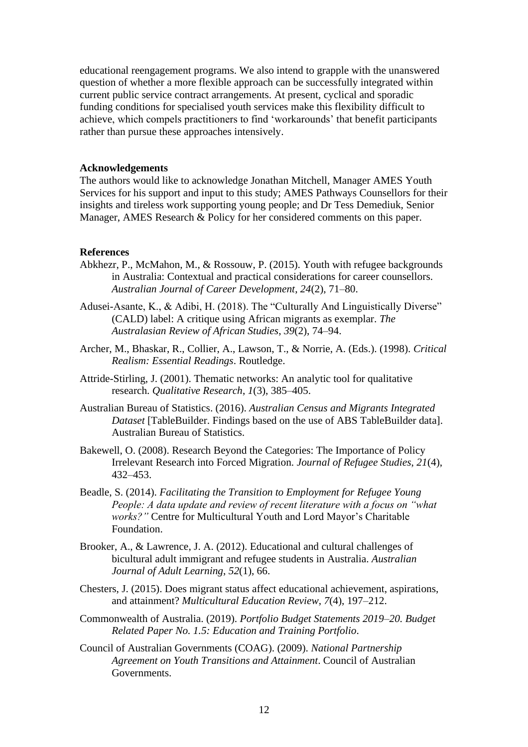educational reengagement programs. We also intend to grapple with the unanswered question of whether a more flexible approach can be successfully integrated within current public service contract arrangements. At present, cyclical and sporadic funding conditions for specialised youth services make this flexibility difficult to achieve, which compels practitioners to find 'workarounds' that benefit participants rather than pursue these approaches intensively.

**Acknowledgements**

The authors would like to acknowledge Jonathan Mitchell, Manager AMES Youth Services for his support and input to this study; AMES Pathways Counsellors for their insights and tireless work supporting young people; and Dr Tess Demediuk, Senior Manager, AMES Research & Policy for her considered comments on this paper.

**References**

Abkhezr, P., McMahon, M., & Rossouw, P. (2015). Youth with refugee backgrounds in Australia: Contextual and practical considerations for career counsellors. *Australian Journal of Career Development*, *24*(2), 71–80.

Adusei-Asante, K., & Adibi, H. (2018). The "Culturally And Linguistically Diverse" (CALD) label: A critique using African migrants as exemplar. *The Australasian Review of African Studies*, *39*(2), 74–94.

Archer, M., Bhaskar, R., Collier, A., Lawson, T., & Norrie, A. (Eds.). (1998). *Critical Realism: Essential Readings*. Routledge.

Attride-Stirling, J. (2001). Thematic networks: An analytic tool for qualitative research. *Qualitative Research*, *1*(3), 385–405.

Australian Bureau of Statistics. (2016). *Australian Census and Migrants Integrated Dataset* [TableBuilder. Findings based on the use of ABS TableBuilder data]. Australian Bureau of Statistics.

Bakewell, O. (2008). Research Beyond the Categories: The Importance of Policy Irrelevant Research into Forced Migration. *Journal of Refugee Studies*, *21*(4), 432–453.

Beadle, S. (2014). *Facilitating the Transition to Employment for Refugee Young People: A data update and review of recent literature with a focus on "what works?"* Centre for Multicultural Youth and Lord Mayor's Charitable Foundation.

Brooker, A., & Lawrence, J. A. (2012). Educational and cultural challenges of bicultural adult immigrant and refugee students in Australia. *Australian Journal of Adult Learning*, *52*(1), 66.

Chesters, J. (2015). Does migrant status affect educational achievement, aspirations, and attainment? *Multicultural Education Review*, *7*(4), 197–212.

Commonwealth of Australia. (2019). *Portfolio Budget Statements 2019–20. Budget Related Paper No. 1.5: Education and Training Portfolio*.

Council of Australian Governments (COAG). (2009). *National Partnership Agreement on Youth Transitions and Attainment*. Council of Australian Governments.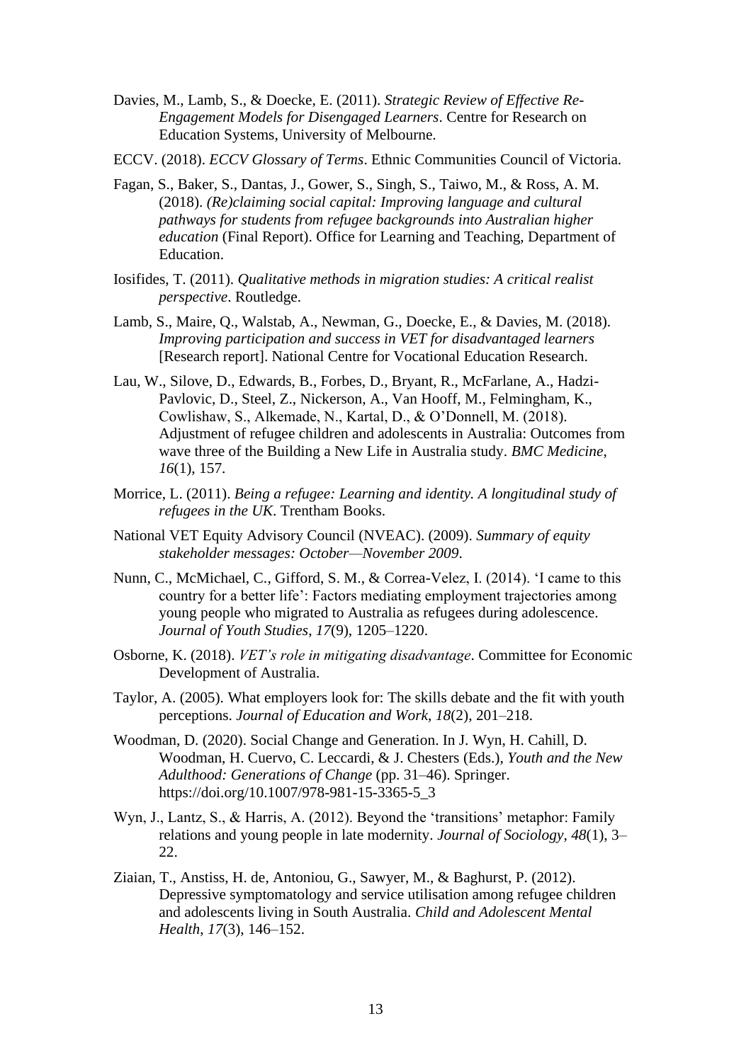Davies, M., Lamb, S., & Doecke, E. (2011). *Strategic Review of Effective Re-Engagement Models for Disengaged Learners*. Centre for Research on Education Systems, University of Melbourne.

ECCV. (2018). *ECCV Glossary of Terms*. Ethnic Communities Council of Victoria.

Fagan, S., Baker, S., Dantas, J., Gower, S., Singh, S., Taiwo, M., & Ross, A. M. (2018). *(Re)claiming social capital: Improving language and cultural pathways for students from refugee backgrounds into Australian higher education* (Final Report). Office for Learning and Teaching, Department of Education.

Iosifides, T. (2011). *Qualitative methods in migration studies: A critical realist perspective*. Routledge.

Lamb, S., Maire, Q., Walstab, A., Newman, G., Doecke, E., & Davies, M. (2018). *Improving participation and success in VET for disadvantaged learners* [Research report]. National Centre for Vocational Education Research.

Lau, W., Silove, D., Edwards, B., Forbes, D., Bryant, R., McFarlane, A., Hadzi-Pavlovic, D., Steel, Z., Nickerson, A., Van Hooff, M., Felmingham, K., Cowlishaw, S., Alkemade, N., Kartal, D., & O'Donnell, M. (2018). Adjustment of refugee children and adolescents in Australia: Outcomes from wave three of the Building a New Life in Australia study. *BMC Medicine*, *16*(1), 157.

Morrice, L. (2011). *Being a refugee: Learning and identity. A longitudinal study of refugees in the UK*. Trentham Books.

National VET Equity Advisory Council (NVEAC). (2009). *Summary of equity stakeholder messages: October—November 2009*.

Nunn, C., McMichael, C., Gifford, S. M., & Correa-Velez, I. (2014). 'I came to this country for a better life': Factors mediating employment trajectories among young people who migrated to Australia as refugees during adolescence. *Journal of Youth Studies*, *17*(9), 1205–1220.

Osborne, K. (2018). *VET's role in mitigating disadvantage*. Committee for Economic Development of Australia.

Taylor, A. (2005). What employers look for: The skills debate and the fit with youth perceptions. *Journal of Education and Work*, *18*(2), 201–218.

Woodman, D. (2020). Social Change and Generation. In J. Wyn, H. Cahill, D. Woodman, H. Cuervo, C. Leccardi, & J. Chesters (Eds.), *Youth and the New Adulthood: Generations of Change* (pp. 31–46). Springer. https://doi.org/10.1007/978-981-15-3365-5_3

Wyn, J., Lantz, S., & Harris, A. (2012). Beyond the 'transitions' metaphor: Family relations and young people in late modernity. *Journal of Sociology*, *48*(1), 3–22.

Ziaian, T., Anstiss, H. de, Antoniou, G., Sawyer, M., & Baghurst, P. (2012). Depressive symptomatology and service utilisation among refugee children and adolescents living in South Australia. *Child and Adolescent Mental Health*, *17*(3), 146–152.